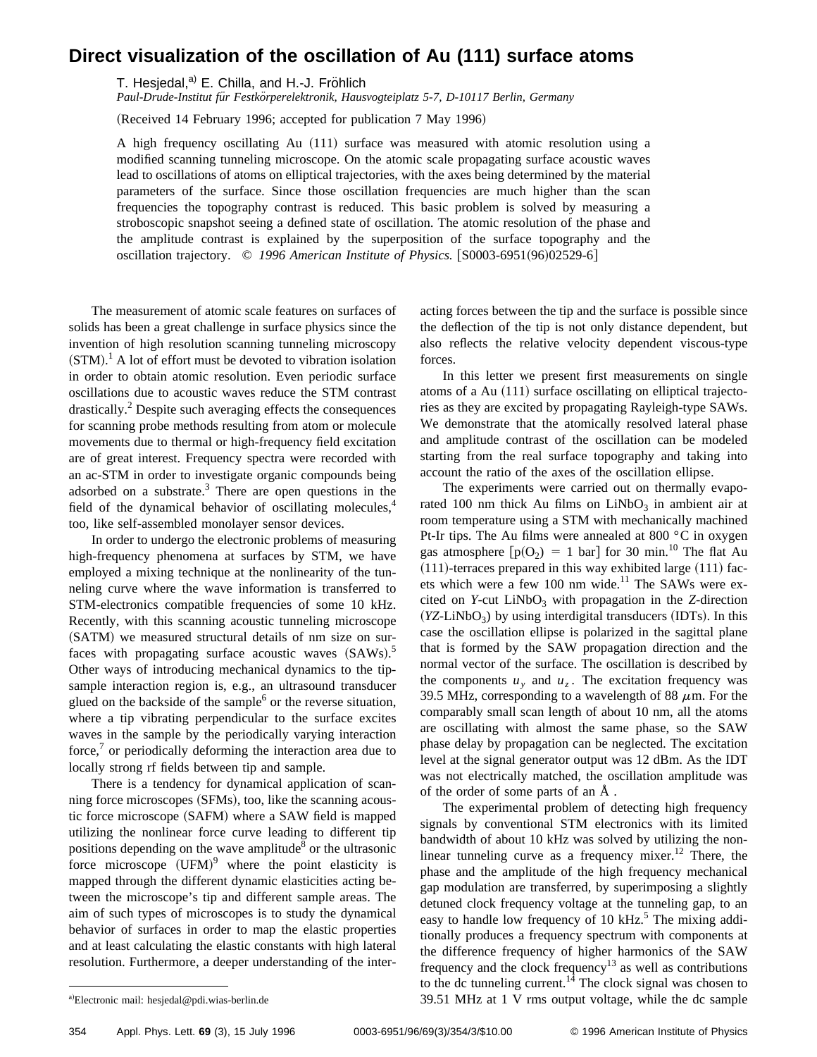# Direct visualization of the oscillation of Au (111) surface atoms

T. Hesjedal,[a] E. Chilla, and H.-J. Fröhlich

*Paul-Drude-Institut für Festkörperelektronik, Hausvogteiplatz 5-7, D-10117 Berlin, Germany*

(Received 14 February 1996; accepted for publication 7 May 1996)

A high frequency oscillating Au (111) surface was measured with atomic resolution using a modified scanning tunneling microscope. On the atomic scale propagating surface acoustic waves lead to oscillations of atoms on elliptical trajectories, with the axes being determined by the material parameters of the surface. Since those oscillation frequencies are much higher than the scan frequencies the topography contrast is reduced. This basic problem is solved by measuring a stroboscopic snapshot seeing a defined state of oscillation. The atomic resolution of the phase and the amplitude contrast is explained by the superposition of the surface topography and the oscillation trajectory. © *1996 American Institute of Physics.* [S0003-6951(96)02529-6]

The measurement of atomic scale features on surfaces of solids has been a great challenge in surface physics since the invention of high resolution scanning tunneling microscopy (STM).[1] A lot of effort must be devoted to vibration isolation in order to obtain atomic resolution. Even periodic surface oscillations due to acoustic waves reduce the STM contrast drastically.[2] Despite such averaging effects the consequences for scanning probe methods resulting from atom or molecule movements due to thermal or high-frequency field excitation are of great interest. Frequency spectra were recorded with an ac-STM in order to investigate organic compounds being adsorbed on a substrate.[3] There are open questions in the field of the dynamical behavior of oscillating molecules,[4] too, like self-assembled monolayer sensor devices.

In order to undergo the electronic problems of measuring high-frequency phenomena at surfaces by STM, we have employed a mixing technique at the nonlinearity of the tunneling curve where the wave information is transferred to STM-electronics compatible frequencies of some 10 kHz. Recently, with this scanning acoustic tunneling microscope (SATM) we measured structural details of nm size on surfaces with propagating surface acoustic waves (SAWs).[5] Other ways of introducing mechanical dynamics to the tip-sample interaction region is, e.g., an ultrasound transducer glued on the backside of the sample[6] or the reverse situation, where a tip vibrating perpendicular to the surface excites waves in the sample by the periodically varying interaction force,[7] or periodically deforming the interaction area due to locally strong rf fields between tip and sample.

There is a tendency for dynamical application of scanning force microscopes (SFMs), too, like the scanning acoustic force microscope (SAFM) where a SAW field is mapped utilizing the nonlinear force curve leading to different tip positions depending on the wave amplitude[8] or the ultrasonic force microscope (UFM)[9] where the point elasticity is mapped through the different dynamic elasticities acting between the microscope's tip and different sample areas. The aim of such types of microscopes is to study the dynamical behavior of surfaces in order to map the elastic properties and at least calculating the elastic constants with high lateral resolution. Furthermore, a deeper understanding of the interacting forces between the tip and the surface is possible since the deflection of the tip is not only distance dependent, but also reflects the relative velocity dependent viscous-type forces.

In this letter we present first measurements on single atoms of a Au (111) surface oscillating on elliptical trajectories as they are excited by propagating Rayleigh-type SAWs. We demonstrate that the atomically resolved lateral phase and amplitude contrast of the oscillation can be modeled starting from the real surface topography and taking into account the ratio of the axes of the oscillation ellipse.

The experiments were carried out on thermally evaporated 100 nm thick Au films on $LiNbO_3$ in ambient air at room temperature using a STM with mechanically machined Pt-Ir tips. The Au films were annealed at 800 °C in oxygen gas atmosphere [$p(O_2) = 1$ bar] for 30 min.[10] The flat Au (111)-terraces prepared in this way exhibited large (111) facets which were a few 100 nm wide.[11] The SAWs were excited on *Y*-cut $LiNbO_3$ with propagation in the *Z*-direction (*YZ*-$LiNbO_3$) by using interdigital transducers (IDTs). In this case the oscillation ellipse is polarized in the sagittal plane that is formed by the SAW propagation direction and the normal vector of the surface. The oscillation is described by the components $u_y$ and $u_z$. The excitation frequency was 39.5 MHz, corresponding to a wavelength of 88 $\mu$m. For the comparably small scan length of about 10 nm, all the atoms are oscillating with almost the same phase, so the SAW phase delay by propagation can be neglected. The excitation level at the signal generator output was 12 dBm. As the IDT was not electrically matched, the oscillation amplitude was of the order of some parts of an Å.

The experimental problem of detecting high frequency signals by conventional STM electronics with its limited bandwidth of about 10 kHz was solved by utilizing the nonlinear tunneling curve as a frequency mixer.[12] There, the phase and the amplitude of the high frequency mechanical gap modulation are transferred, by superimposing a slightly detuned clock frequency voltage at the tunneling gap, to an easy to handle low frequency of 10 kHz.[5] The mixing additionally produces a frequency spectrum with components at the difference frequency of higher harmonics of the SAW frequency and the clock frequency[13] as well as contributions to the dc tunneling current.[14] The clock signal was chosen to 39.51 MHz at 1 V rms output voltage, while the dc sample

[a]Electronic mail: hesjedal@pdi.wias-berlin.de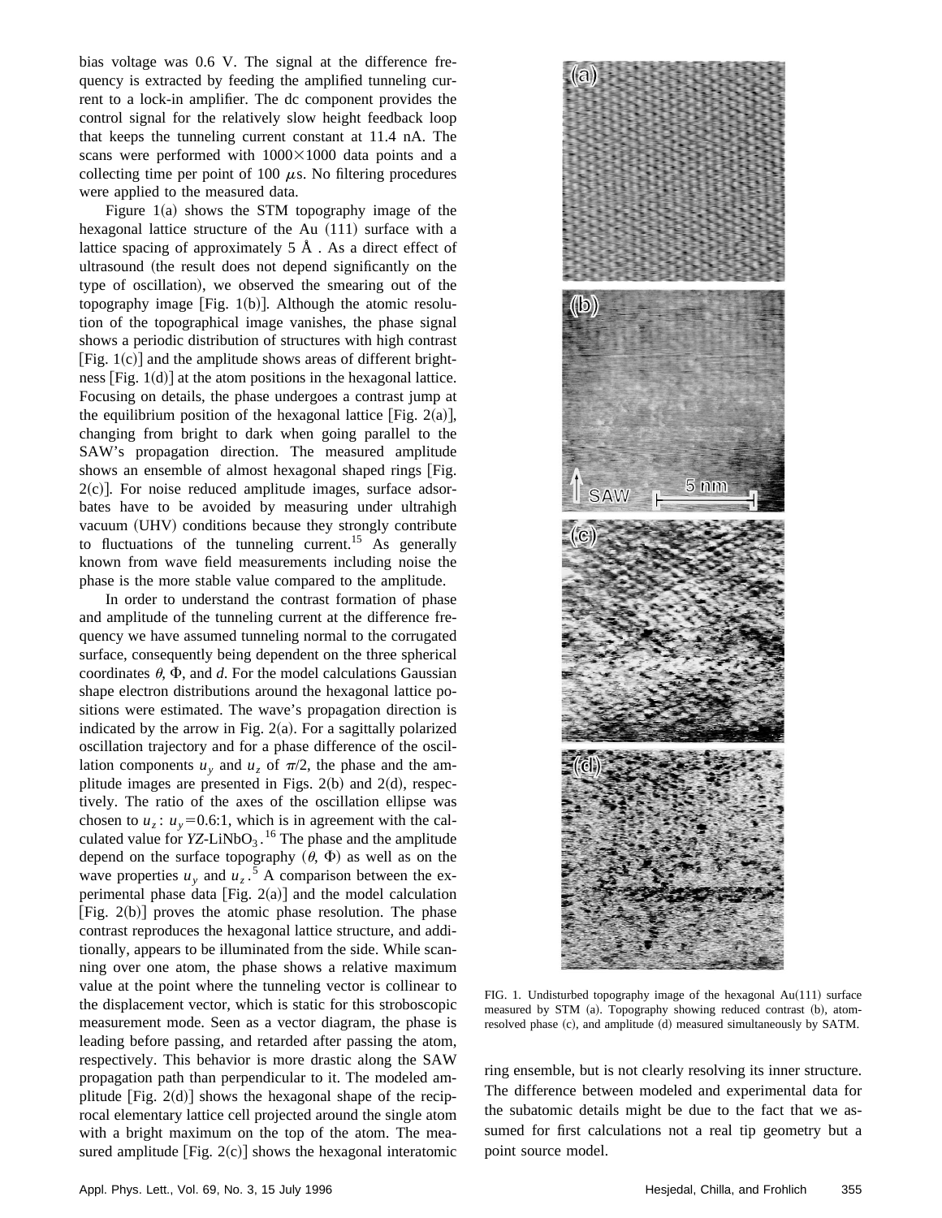bias voltage was 0.6 V. The signal at the difference frequency is extracted by feeding the amplified tunneling current to a lock-in amplifier. The dc component provides the control signal for the relatively slow height feedback loop that keeps the tunneling current constant at 11.4 nA. The scans were performed with 1000×1000 data points and a collecting time per point of 100 $\mu$s. No filtering procedures were applied to the measured data.

Figure 1(a) shows the STM topography image of the hexagonal lattice structure of the Au (111) surface with a lattice spacing of approximately 5 Å. As a direct effect of ultrasound (the result does not depend significantly on the type of oscillation), we observed the smearing out of the topography image [Fig. 1(b)]. Although the atomic resolution of the topographical image vanishes, the phase signal shows a periodic distribution of structures with high contrast [Fig. 1(c)] and the amplitude shows areas of different brightness [Fig. 1(d)] at the atom positions in the hexagonal lattice. Focusing on details, the phase undergoes a contrast jump at the equilibrium position of the hexagonal lattice [Fig. 2(a)], changing from bright to dark when going parallel to the SAW's propagation direction. The measured amplitude shows an ensemble of almost hexagonal shaped rings [Fig. 2(c)]. For noise reduced amplitude images, surface adsorbates have to be avoided by measuring under ultrahigh vacuum (UHV) conditions because they strongly contribute to fluctuations of the tunneling current.[15] As generally known from wave field measurements including noise the phase is the more stable value compared to the amplitude.

In order to understand the contrast formation of phase and amplitude of the tunneling current at the difference frequency we have assumed tunneling normal to the corrugated surface, consequently being dependent on the three spherical coordinates $\theta$, $\Phi$, and $d$. For the model calculations Gaussian shape electron distributions around the hexagonal lattice positions were estimated. The wave's propagation direction is indicated by the arrow in Fig. 2(a). For a sagittally polarized oscillation trajectory and for a phase difference of the oscillation components $u_y$ and $u_z$ of $\pi/2$, the phase and the amplitude images are presented in Figs. 2(b) and 2(d), respectively. The ratio of the axes of the oscillation ellipse was chosen to $u_z : u_y = 0.6:1$, which is in agreement with the calculated value for *YZ*-$LiNbO_3$.[16] The phase and the amplitude depend on the surface topography ($\theta$, $\Phi$) as well as on the wave properties $u_y$ and $u_z$.[5] A comparison between the experimental phase data [Fig. 2(a)] and the model calculation [Fig. 2(b)] proves the atomic phase resolution. The phase contrast reproduces the hexagonal lattice structure, and additionally, appears to be illuminated from the side. While scanning over one atom, the phase shows a relative maximum value at the point where the tunneling vector is collinear to the displacement vector, which is static for this stroboscopic measurement mode. Seen as a vector diagram, the phase is leading before passing, and retarded after passing the atom, respectively. This behavior is more drastic along the SAW propagation path than perpendicular to it. The modeled amplitude [Fig. 2(d)] shows the hexagonal shape of the reciprocal elementary lattice cell projected around the single atom with a bright maximum on the top of the atom. The measured amplitude [Fig. 2(c)] shows the hexagonal interatomic ring ensemble, but is not clearly resolving its inner structure. The difference between modeled and experimental data for the subatomic details might be due to the fact that we assumed for first calculations not a real tip geometry but a point source model.

FIG. 1. Undisturbed topography image of the hexagonal Au(111) surface measured by STM (a). Topography showing reduced contrast (b), atom-resolved phase (c), and amplitude (d) measured simultaneously by SATM.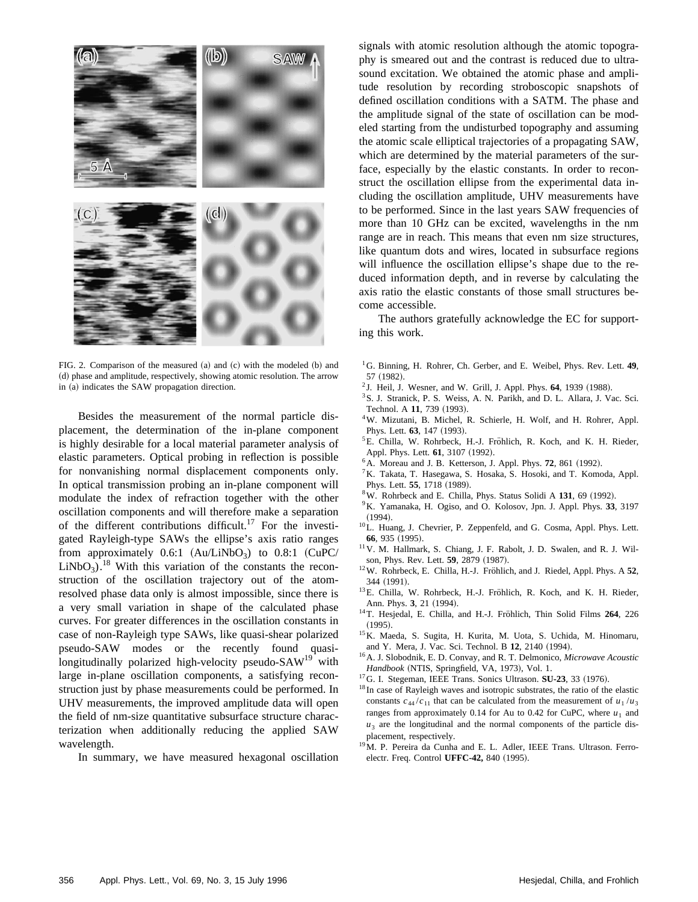FIG. 2. Comparison of the measured (a) and (c) with the modeled (b) and (d) phase and amplitude, respectively, showing atomic resolution. The arrow in (a) indicates the SAW propagation direction.

Besides the measurement of the normal particle displacement, the determination of the in-plane component is highly desirable for a local material parameter analysis of elastic parameters. Optical probing in reflection is possible for nonvanishing normal displacement components only. In optical transmission probing an in-plane component will modulate the index of refraction together with the other oscillation components and will therefore make a separation of the different contributions difficult.[17] For the investigated Rayleigh-type SAWs the ellipse's axis ratio ranges from approximately 0.6:1 (Au/$LiNbO_3$) to 0.8:1 (CuPC/$LiNbO_3$).[18] With this variation of the constants the reconstruction of the oscillation trajectory out of the atom-resolved phase data only is almost impossible, since there is a very small variation in shape of the calculated phase curves. For greater differences in the oscillation constants in case of non-Rayleigh type SAWs, like quasi-shear polarized pseudo-SAW modes or the recently found quasi-longitudinally polarized high-velocity pseudo-SAW[19] with large in-plane oscillation components, a satisfying reconstruction just by phase measurements could be performed. In UHV measurements, the improved amplitude data will open the field of nm-size quantitative subsurface structure characterization when additionally reducing the applied SAW wavelength.

In summary, we have measured hexagonal oscillation signals with atomic resolution although the atomic topography is smeared out and the contrast is reduced due to ultrasound excitation. We obtained the atomic phase and amplitude resolution by recording stroboscopic snapshots of defined oscillation conditions with a SATM. The phase and the amplitude signal of the state of oscillation can be modeled starting from the undisturbed topography and assuming the atomic scale elliptical trajectories of a propagating SAW, which are determined by the material parameters of the surface, especially by the elastic constants. In order to reconstruct the oscillation ellipse from the experimental data including the oscillation amplitude, UHV measurements have to be performed. Since in the last years SAW frequencies of more than 10 GHz can be excited, wavelengths in the nm range are in reach. This means that even nm size structures, like quantum dots and wires, located in subsurface regions will influence the oscillation ellipse's shape due to the reduced information depth, and in reverse by calculating the axis ratio the elastic constants of those small structures become accessible.

The authors gratefully acknowledge the EC for supporting this work.

[1] G. Binning, H. Rohrer, Ch. Gerber, and E. Weibel, Phys. Rev. Lett. **49**, 57 (1982).
[2] J. Heil, J. Wesner, and W. Grill, J. Appl. Phys. **64**, 1939 (1988).
[3] S. J. Stranick, P. S. Weiss, A. N. Parikh, and D. L. Allara, J. Vac. Sci. Technol. A **11**, 739 (1993).
[4] W. Mizutani, B. Michel, R. Schierle, H. Wolf, and H. Rohrer, Appl. Phys. Lett. **63**, 147 (1993).
[5] E. Chilla, W. Rohrbeck, H.-J. Fröhlich, R. Koch, and K. H. Rieder, Appl. Phys. Lett. **61**, 3107 (1992).
[6] A. Moreau and J. B. Ketterson, J. Appl. Phys. **72**, 861 (1992).
[7] K. Takata, T. Hasegawa, S. Hosaka, S. Hosoki, and T. Komoda, Appl. Phys. Lett. **55**, 1718 (1989).
[8] W. Rohrbeck and E. Chilla, Phys. Status Solidi A **131**, 69 (1992).
[9] K. Yamanaka, H. Ogiso, and O. Kolosov, Jpn. J. Appl. Phys. **33**, 3197 (1994).
[10] L. Huang, J. Chevrier, P. Zeppenfeld, and G. Cosma, Appl. Phys. Lett. **66**, 935 (1995).
[11] V. M. Hallmark, S. Chiang, J. F. Rabolt, J. D. Swalen, and R. J. Wilson, Phys. Rev. Lett. **59**, 2879 (1987).
[12] W. Rohrbeck, E. Chilla, H.-J. Fröhlich, and J. Riedel, Appl. Phys. A **52**, 344 (1991).
[13] E. Chilla, W. Rohrbeck, H.-J. Fröhlich, R. Koch, and K. H. Rieder, Ann. Phys. **3**, 21 (1994).
[14] T. Hesjedal, E. Chilla, and H.-J. Fröhlich, Thin Solid Films **264**, 226 (1995).
[15] K. Maeda, S. Sugita, H. Kurita, M. Uota, S. Uchida, M. Hinomaru, and Y. Mera, J. Vac. Sci. Technol. B **12**, 2140 (1994).
[16] A. J. Slobodnik, E. D. Convay, and R. T. Delmonico, *Microwave Acoustic Handbook* (NTIS, Springfield, VA, 1973), Vol. 1.
[17] G. I. Stegeman, IEEE Trans. Sonics Ultrason. **SU-23**, 33 (1976).
[18] In case of Rayleigh waves and isotropic substrates, the ratio of the elastic constants $c_{44}/c_{11}$ that can be calculated from the measurement of $u_1/u_3$ ranges from approximately 0.14 for Au to 0.42 for CuPC, where $u_1$ and $u_3$ are the longitudinal and the normal components of the particle displacement, respectively.
[19] M. P. Pereira da Cunha and E. L. Adler, IEEE Trans. Ultrason. Ferroelectr. Freq. Control **UFFC-42,** 840 (1995).